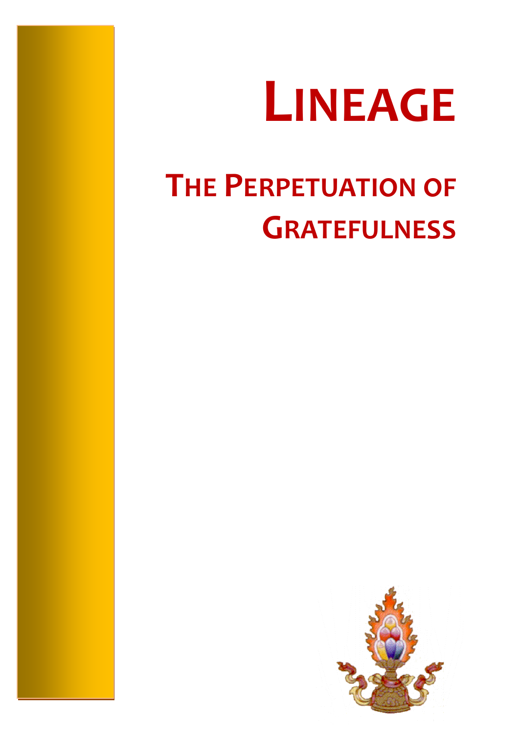# LINEAGE

## THE PERPETUATION OF GRATEFULNESS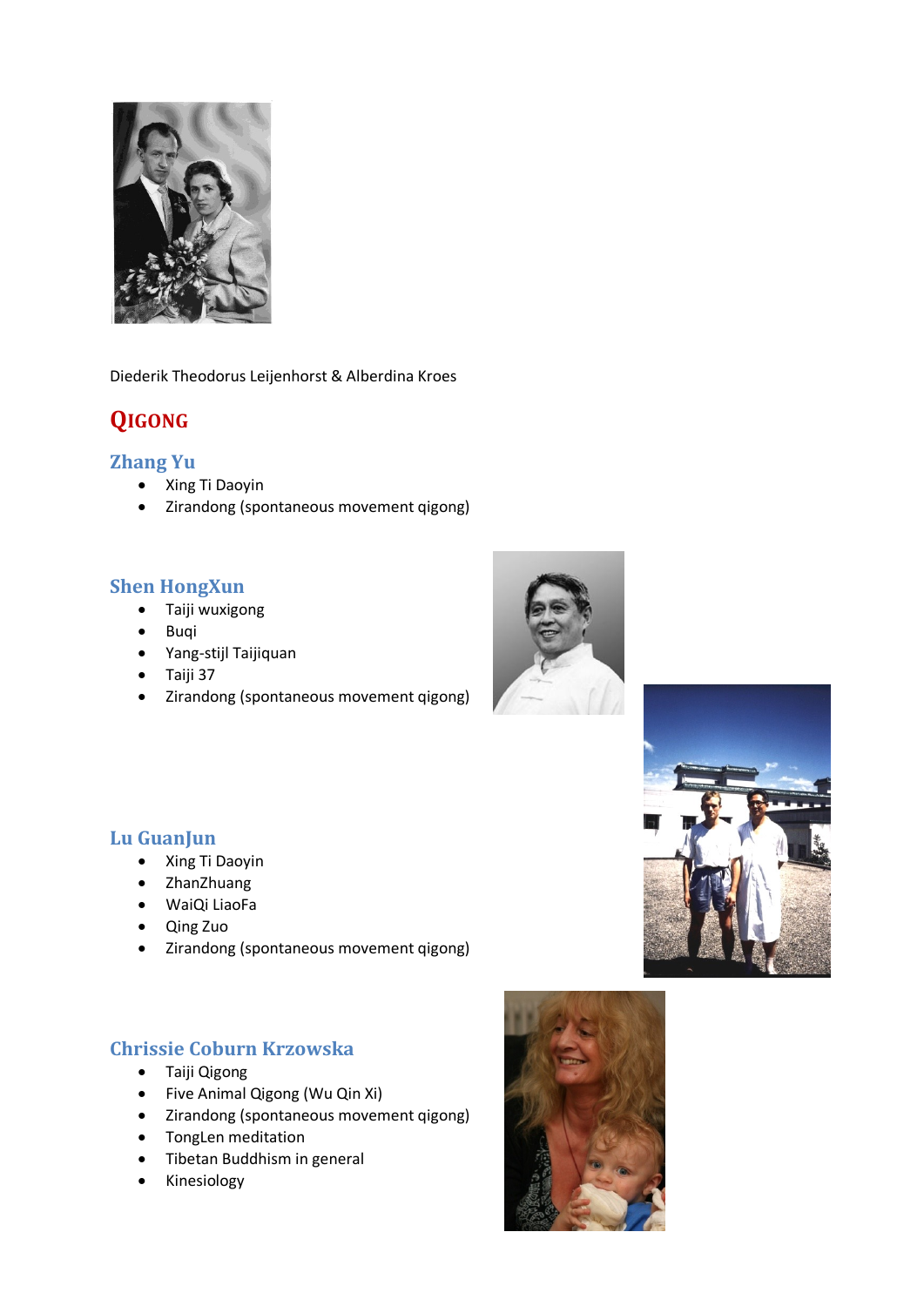Diederik Theodorus Leijenhorst & Alberdina Kroes

# Qigong

## Zhang Yu

- Xing Ti Daoyin
- Zirandong (spontaneous movement qigong)

## Shen HongXun

- Taiji wuxigong
- Buqi
- Yang-stijl Taijiquan
- Taiji 37
- Zirandong (spontaneous movement qigong)

## Lu GuanJun

- Xing Ti Daoyin
- ZhanZhuang
- WaiQi LiaoFa
- Qing Zuo
- Zirandong (spontaneous movement qigong)

## Chrissie Coburn Krzowska

- Taiji Qigong
- Five Animal Qigong (Wu Qin Xi)
- Zirandong (spontaneous movement qigong)
- TongLen meditation
- Tibetan Buddhism in general
- Kinesiology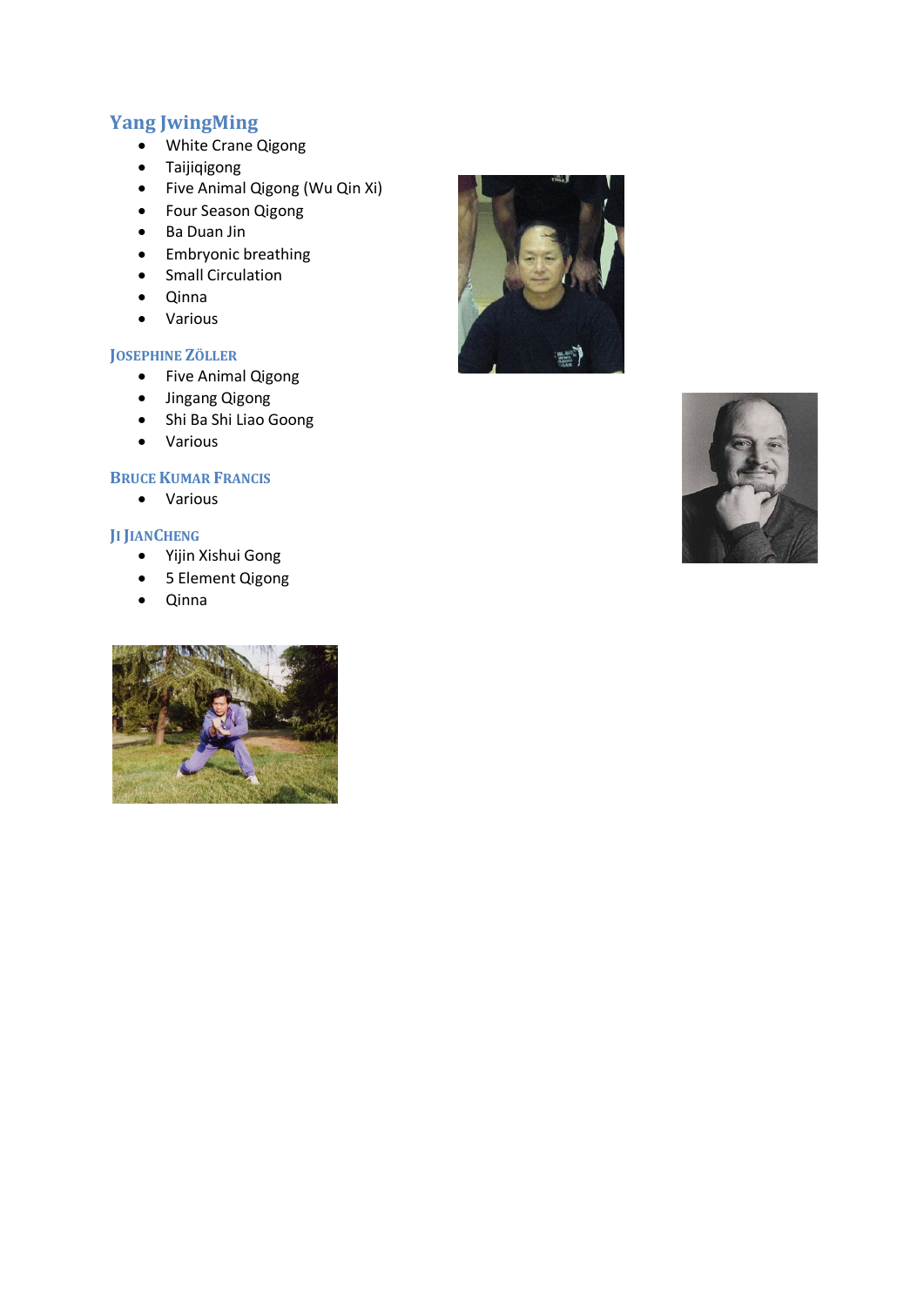## Yang JwingMing

- White Crane Qigong
- Taijiqigong
- Five Animal Qigong (Wu Qin Xi)
- Four Season Qigong
- Ba Duan Jin
- Embryonic breathing
- Small Circulation
- Qinna
- Various

### Josephine Zöller

- Five Animal Qigong
- Jingang Qigong
- Shi Ba Shi Liao Goong
- Various

### Bruce Kumar Francis

- Various

### Ji JianCheng

- Yijin Xishui Gong
- 5 Element Qigong
- Qinna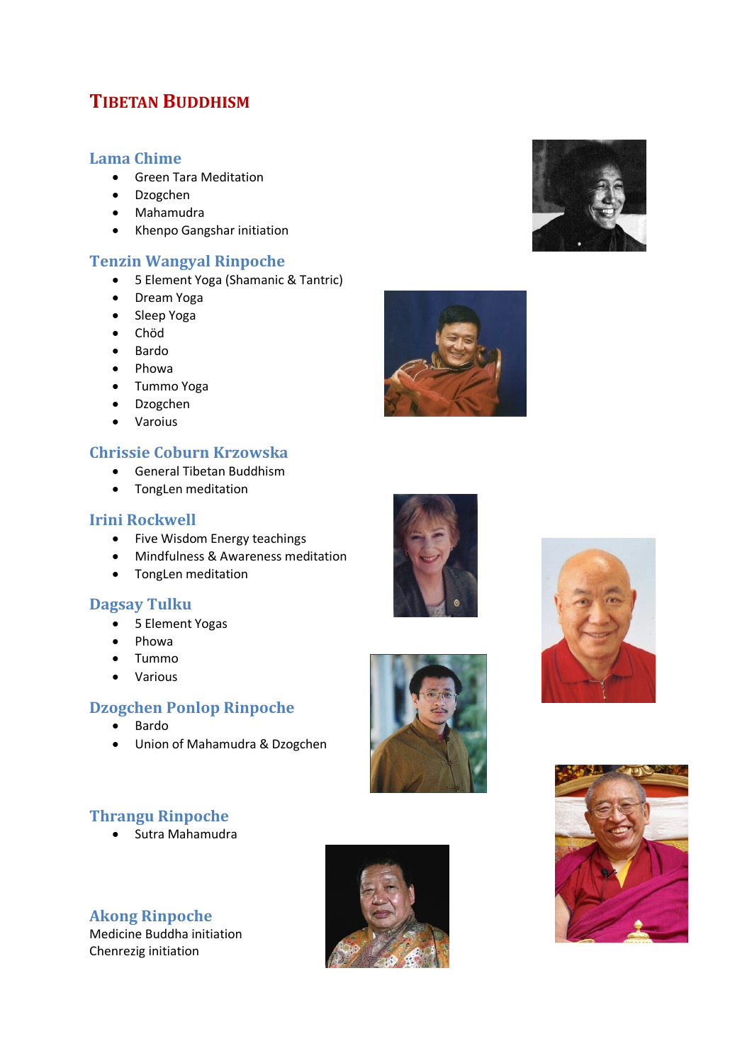# Tibetan Buddhism

## Lama Chime

- Green Tara Meditation
- Dzogchen
- Mahamudra
- Khenpo Gangshar initiation

## Tenzin Wangyal Rinpoche

- 5 Element Yoga (Shamanic & Tantric)
- Dream Yoga
- Sleep Yoga
- Chöd
- Bardo
- Phowa
- Tummo Yoga
- Dzogchen
- Varoius

## Chrissie Coburn Krzowska

- General Tibetan Buddhism
- TongLen meditation

## Irini Rockwell

- Five Wisdom Energy teachings
- Mindfulness & Awareness meditation
- TongLen meditation

## Dagsay Tulku

- 5 Element Yogas
- Phowa
- Tummo
- Various

## Dzogchen Ponlop Rinpoche

- Bardo
- Union of Mahamudra & Dzogchen

## Thrangu Rinpoche

- Sutra Mahamudra

## Akong Rinpoche

Medicine Buddha initiation
Chenrezig initiation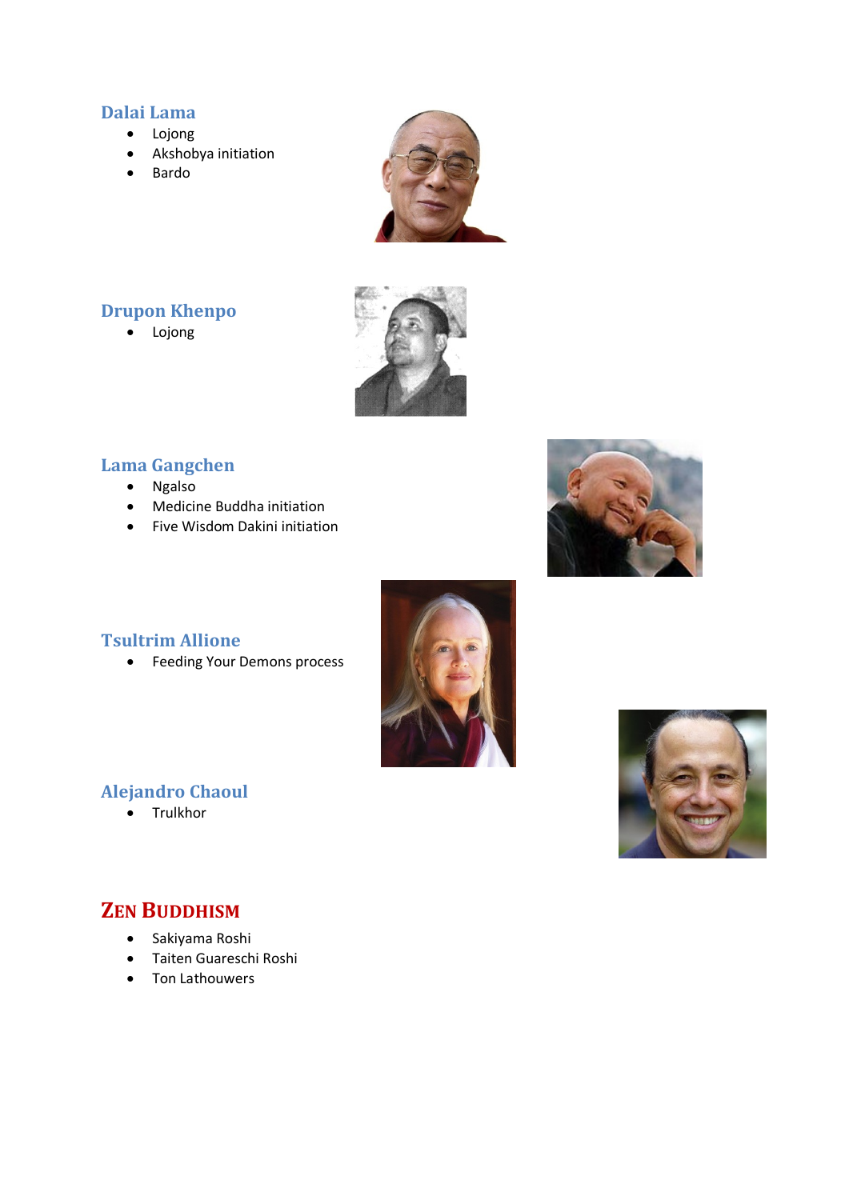### Dalai Lama

- Lojong
- Akshobya initiation
- Bardo

### Drupon Khenpo

- Lojong

### Lama Gangchen

- Ngalso
- Medicine Buddha initiation
- Five Wisdom Dakini initiation

### Tsultrim Allione

- Feeding Your Demons process

### Alejandro Chaoul

- Trulkhor

## ZEN BUDDHISM

- Sakiyama Roshi
- Taiten Guareschi Roshi
- Ton Lathouwers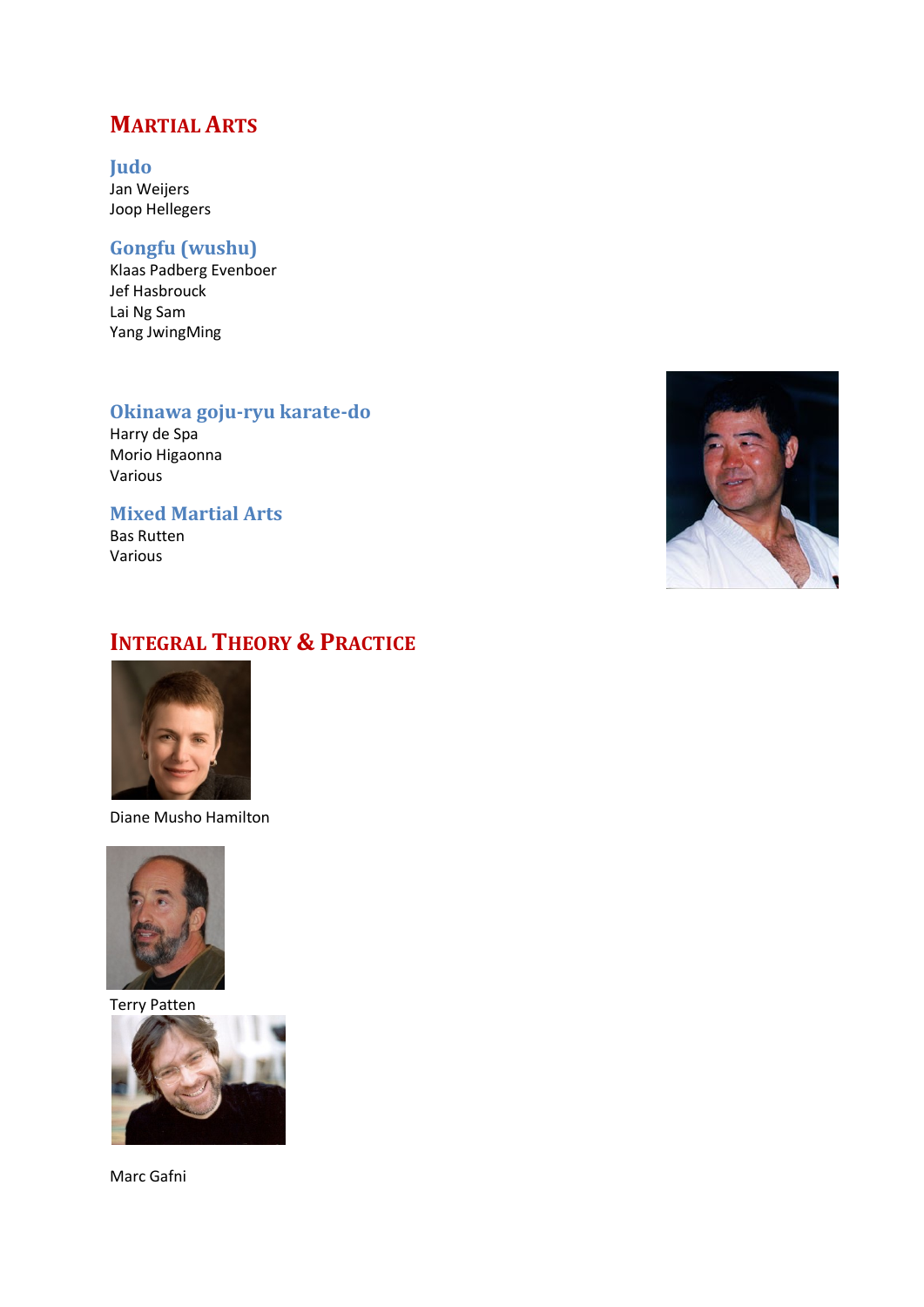## Martial Arts

### Judo

Jan Weijers
Joop Hellegers

### Gongfu (wushu)

Klaas Padberg Evenboer
Jef Hasbrouck
Lai Ng Sam
Yang JwingMing

### Okinawa goju-ryu karate-do

Harry de Spa
Morio Higaonna
Various

### Mixed Martial Arts

Bas Rutten
Various

## Integral Theory & Practice

Diane Musho Hamilton

Terry Patten

Marc Gafni